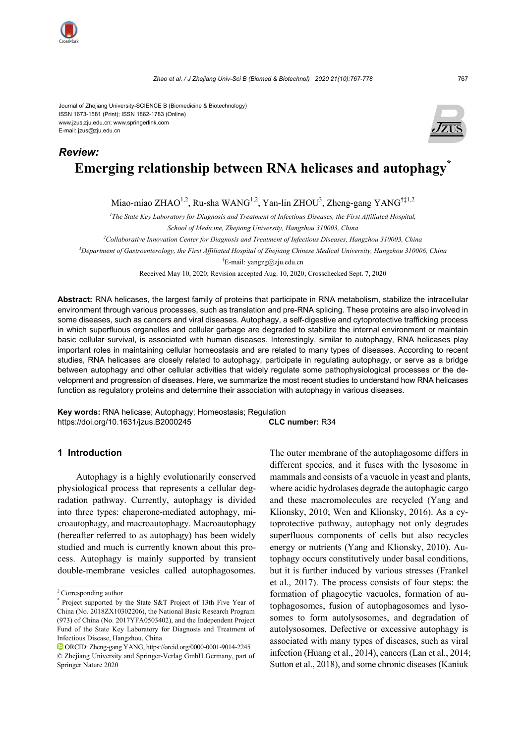Journal of Zhejiang University-SCIENCE B (Biomedicine & Biotechnology)
ISSN 1673-1581 (Print); ISSN 1862-1783 (Online)
www.jzus.zju.edu.cn; www.springerlink.com
E-mail: jzus@zju.edu.cn

***Review:***

# Emerging relationship between RNA helicases and autophagy*

Miao-miao ZHAO[1,2], Ru-sha WANG[1,2], Yan-lin ZHOU[3], Zheng-gang YANG[†‡1,2]

[1]*The State Key Laboratory for Diagnosis and Treatment of Infectious Diseases, the First Affiliated Hospital, School of Medicine, Zhejiang University, Hangzhou 310003, China*

[2]*Collaborative Innovation Center for Diagnosis and Treatment of Infectious Diseases, Hangzhou 310003, China*

[3]*Department of Gastroenterology, the First Affiliated Hospital of Zhejiang Chinese Medical University, Hangzhou 310006, China*

[†]E-mail: yangzg@zju.edu.cn

Received May 10, 2020; Revision accepted Aug. 10, 2020; Crosschecked Sept. 7, 2020

**Abstract:** RNA helicases, the largest family of proteins that participate in RNA metabolism, stabilize the intracellular environment through various processes, such as translation and pre-RNA splicing. These proteins are also involved in some diseases, such as cancers and viral diseases. Autophagy, a self-digestive and cytoprotective trafficking process in which superfluous organelles and cellular garbage are degraded to stabilize the internal environment or maintain basic cellular survival, is associated with human diseases. Interestingly, similar to autophagy, RNA helicases play important roles in maintaining cellular homeostasis and are related to many types of diseases. According to recent studies, RNA helicases are closely related to autophagy, participate in regulating autophagy, or serve as a bridge between autophagy and other cellular activities that widely regulate some pathophysiological processes or the development and progression of diseases. Here, we summarize the most recent studies to understand how RNA helicases function as regulatory proteins and determine their association with autophagy in various diseases.

**Key words:** RNA helicase; Autophagy; Homeostasis; Regulation
https://doi.org/10.1631/jzus.B2000245 **CLC number:** R34

## 1 Introduction

Autophagy is a highly evolutionarily conserved physiological process that represents a cellular degradation pathway. Currently, autophagy is divided into three types: chaperone-mediated autophagy, microautophagy, and macroautophagy. Macroautophagy (hereafter referred to as autophagy) has been widely studied and much is currently known about this process. Autophagy is mainly supported by transient double-membrane vesicles called autophagosomes. The outer membrane of the autophagosome differs in different species, and it fuses with the lysosome in mammals and consists of a vacuole in yeast and plants, where acidic hydrolases degrade the autophagic cargo and these macromolecules are recycled (Yang and Klionsky, 2010; Wen and Klionsky, 2016). As a cytoprotective pathway, autophagy not only degrades superfluous components of cells but also recycles energy or nutrients (Yang and Klionsky, 2010). Autophagy occurs constitutively under basal conditions, but it is further induced by various stresses (Frankel et al., 2017). The process consists of four steps: the formation of phagocytic vacuoles, formation of autophagosomes, fusion of autophagosomes and lysosomes to form autolysosomes, and degradation of autolysosomes. Defective or excessive autophagy is associated with many types of diseases, such as viral infection (Huang et al., 2014), cancers (Lan et al., 2014; Sutton et al., 2018), and some chronic diseases (Kaniuk

---

‡ Corresponding author

\* Project supported by the State S&T Project of 13th Five Year of China (No. 2018ZX10302206), the National Basic Research Program (973) of China (No. 2017YFA0503402), and the Independent Project Fund of the State Key Laboratory for Diagnosis and Treatment of Infectious Disease, Hangzhou, China

ORCID: Zheng-gang YANG, https://orcid.org/0000-0001-9014-2245

© Zhejiang University and Springer-Verlag GmbH Germany, part of Springer Nature 2020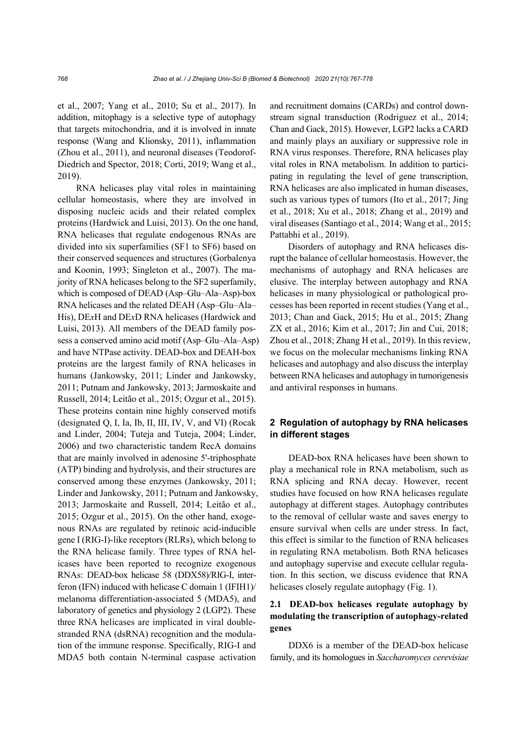et al., 2007; Yang et al., 2010; Su et al., 2017). In addition, mitophagy is a selective type of autophagy that targets mitochondria, and it is involved in innate response (Wang and Klionsky, 2011), inflammation (Zhou et al., 2011), and neuronal diseases (Teodorof-Diedrich and Spector, 2018; Corti, 2019; Wang et al., 2019).

RNA helicases play vital roles in maintaining cellular homeostasis, where they are involved in disposing nucleic acids and their related complex proteins (Hardwick and Luisi, 2013). On the one hand, RNA helicases that regulate endogenous RNAs are divided into six superfamilies (SF1 to SF6) based on their conserved sequences and structures (Gorbalenya and Koonin, 1993; Singleton et al., 2007). The majority of RNA helicases belong to the SF2 superfamily, which is composed of DEAD (Asp–Glu–Ala–Asp)-box RNA helicases and the related DEAH (Asp–Glu–Ala–His), DE*x*H and DE*x*D RNA helicases (Hardwick and Luisi, 2013). All members of the DEAD family possess a conserved amino acid motif (Asp–Glu–Ala–Asp) and have NTPase activity. DEAD-box and DEAH-box proteins are the largest family of RNA helicases in humans (Jankowsky, 2011; Linder and Jankowsky, 2011; Putnam and Jankowsky, 2013; Jarmoskaite and Russell, 2014; Leitão et al., 2015; Ozgur et al., 2015). These proteins contain nine highly conserved motifs (designated Q, I, Ia, Ib, II, III, IV, V, and VI) (Rocak and Linder, 2004; Tuteja and Tuteja, 2004; Linder, 2006) and two characteristic tandem RecA domains that are mainly involved in adenosine 5'-triphosphate (ATP) binding and hydrolysis, and their structures are conserved among these enzymes (Jankowsky, 2011; Linder and Jankowsky, 2011; Putnam and Jankowsky, 2013; Jarmoskaite and Russell, 2014; Leitão et al., 2015; Ozgur et al., 2015). On the other hand, exogenous RNAs are regulated by retinoic acid-inducible gene I (RIG-I)-like receptors (RLRs), which belong to the RNA helicase family. Three types of RNA helicases have been reported to recognize exogenous RNAs: DEAD-box helicase 58 (DDX58)/RIG-I, interferon (IFN) induced with helicase C domain 1 (IFIH1)/melanoma differentiation-associated 5 (MDA5), and laboratory of genetics and physiology 2 (LGP2). These three RNA helicases are implicated in viral double-stranded RNA (dsRNA) recognition and the modulation of the immune response. Specifically, RIG-I and MDA5 both contain N-terminal caspase activation and recruitment domains (CARDs) and control downstream signal transduction (Rodriguez et al., 2014; Chan and Gack, 2015). However, LGP2 lacks a CARD and mainly plays an auxiliary or suppressive role in RNA virus responses. Therefore, RNA helicases play vital roles in RNA metabolism. In addition to participating in regulating the level of gene transcription, RNA helicases are also implicated in human diseases, such as various types of tumors (Ito et al., 2017; Jing et al., 2018; Xu et al., 2018; Zhang et al., 2019) and viral diseases (Santiago et al., 2014; Wang et al., 2015; Pattabhi et al., 2019).

Disorders of autophagy and RNA helicases disrupt the balance of cellular homeostasis. However, the mechanisms of autophagy and RNA helicases are elusive. The interplay between autophagy and RNA helicases in many physiological or pathological processes has been reported in recent studies (Yang et al., 2013; Chan and Gack, 2015; Hu et al., 2015; Zhang ZX et al., 2016; Kim et al., 2017; Jin and Cui, 2018; Zhou et al., 2018; Zhang H et al., 2019). In this review, we focus on the molecular mechanisms linking RNA helicases and autophagy and also discuss the interplay between RNA helicases and autophagy in tumorigenesis and antiviral responses in humans.

## 2 Regulation of autophagy by RNA helicases in different stages

DEAD-box RNA helicases have been shown to play a mechanical role in RNA metabolism, such as RNA splicing and RNA decay. However, recent studies have focused on how RNA helicases regulate autophagy at different stages. Autophagy contributes to the removal of cellular waste and saves energy to ensure survival when cells are under stress. In fact, this effect is similar to the function of RNA helicases in regulating RNA metabolism. Both RNA helicases and autophagy supervise and execute cellular regulation. In this section, we discuss evidence that RNA helicases closely regulate autophagy (Fig. 1).

### 2.1 DEAD-box helicases regulate autophagy by modulating the transcription of autophagy-related genes

DDX6 is a member of the DEAD-box helicase family, and its homologues in *Saccharomyces cerevisiae*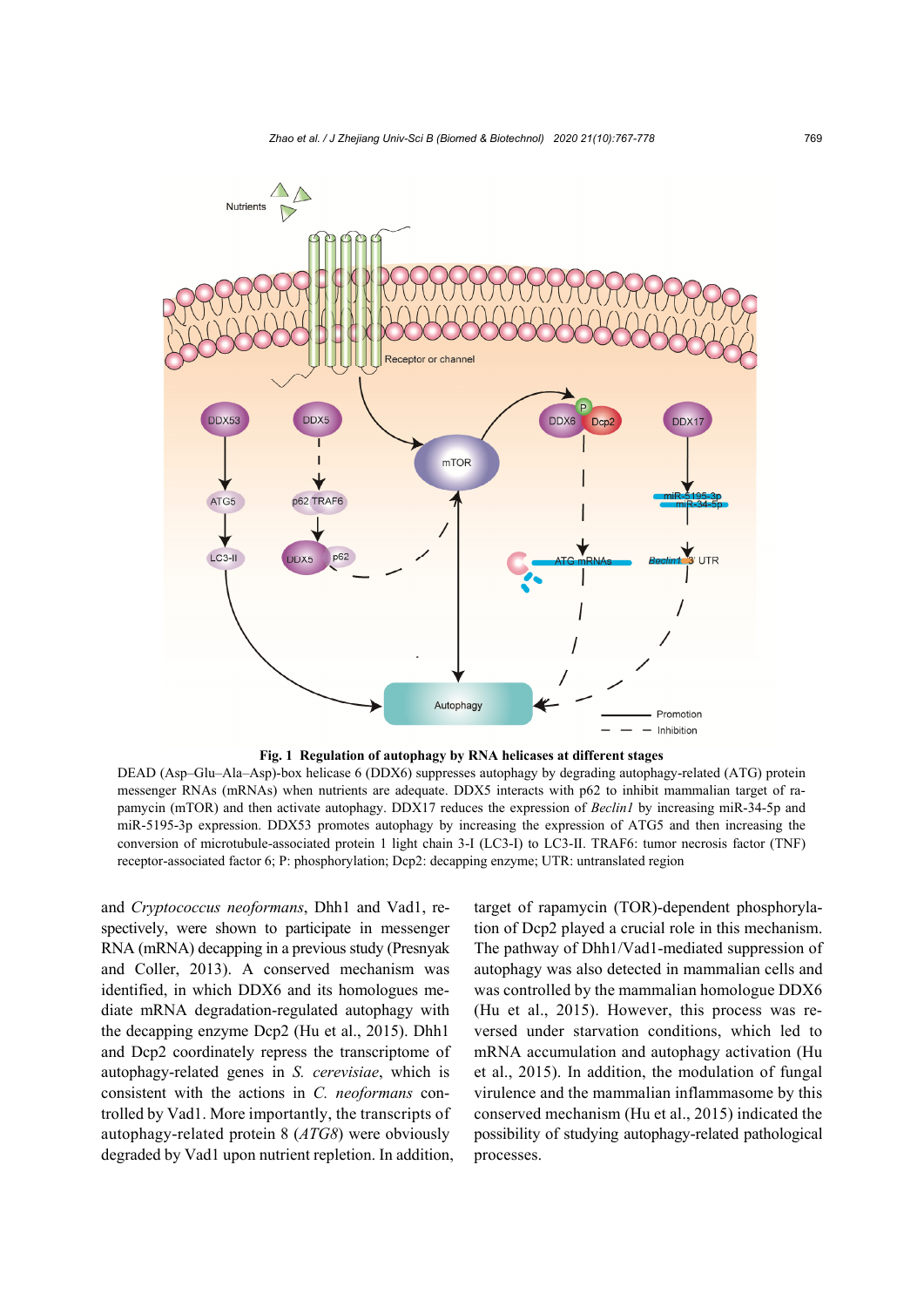Nutrients

Receptor or channel

DDX53

DDX5

mTOR

P

DDX6

Dcp2

DDX17

ATG5

p62 TRAF6

miR-5195-3p

miR-34-5p

LC3-II

DDX5

p62

ATG mRNAs

*Beclin1* 3' UTR

Autophagy

Promotion

Inhibition

**Fig. 1 Regulation of autophagy by RNA helicases at different stages**

DEAD (Asp–Glu–Ala–Asp)-box helicase 6 (DDX6) suppresses autophagy by degrading autophagy-related (ATG) protein messenger RNAs (mRNAs) when nutrients are adequate. DDX5 interacts with p62 to inhibit mammalian target of rapamycin (mTOR) and then activate autophagy. DDX17 reduces the expression of *Beclin1* by increasing miR-34-5p and miR-5195-3p expression. DDX53 promotes autophagy by increasing the expression of ATG5 and then increasing the conversion of microtubule-associated protein 1 light chain 3-I (LC3-I) to LC3-II. TRAF6: tumor necrosis factor (TNF) receptor-associated factor 6; P: phosphorylation; Dcp2: decapping enzyme; UTR: untranslated region

and *Cryptococcus neoformans*, Dhh1 and Vad1, respectively, were shown to participate in messenger RNA (mRNA) decapping in a previous study (Presnyak and Coller, 2013). A conserved mechanism was identified, in which DDX6 and its homologues mediate mRNA degradation-regulated autophagy with the decapping enzyme Dcp2 (Hu et al., 2015). Dhh1 and Dcp2 coordinately repress the transcriptome of autophagy-related genes in *S. cerevisiae*, which is consistent with the actions in *C. neoformans* controlled by Vad1. More importantly, the transcripts of autophagy-related protein 8 (*ATG8*) were obviously degraded by Vad1 upon nutrient repletion. In addition, target of rapamycin (TOR)-dependent phosphorylation of Dcp2 played a crucial role in this mechanism. The pathway of Dhh1/Vad1-mediated suppression of autophagy was also detected in mammalian cells and was controlled by the mammalian homologue DDX6 (Hu et al., 2015). However, this process was reversed under starvation conditions, which led to mRNA accumulation and autophagy activation (Hu et al., 2015). In addition, the modulation of fungal virulence and the mammalian inflammasome by this conserved mechanism (Hu et al., 2015) indicated the possibility of studying autophagy-related pathological processes.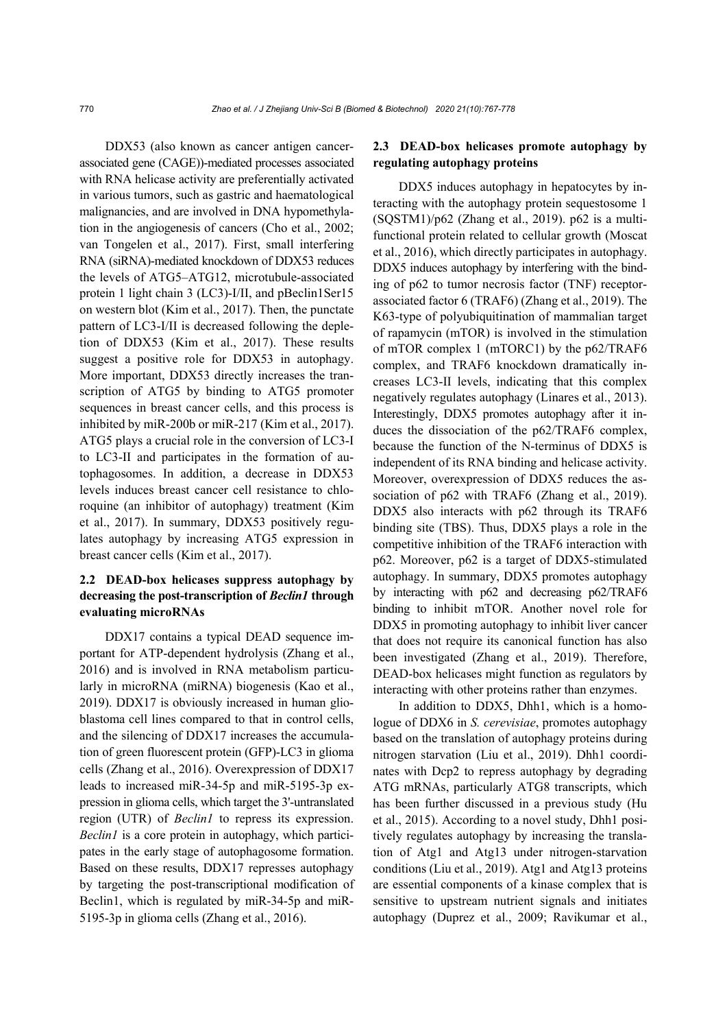DDX53 (also known as cancer antigen cancer-associated gene (CAGE))-mediated processes associated with RNA helicase activity are preferentially activated in various tumors, such as gastric and haematological malignancies, and are involved in DNA hypomethylation in the angiogenesis of cancers (Cho et al., 2002; van Tongelen et al., 2017). First, small interfering RNA (siRNA)-mediated knockdown of DDX53 reduces the levels of ATG5–ATG12, microtubule-associated protein 1 light chain 3 (LC3)-I/II, and pBeclin1Ser15 on western blot (Kim et al., 2017). Then, the punctate pattern of LC3-I/II is decreased following the depletion of DDX53 (Kim et al., 2017). These results suggest a positive role for DDX53 in autophagy. More important, DDX53 directly increases the transcription of ATG5 by binding to ATG5 promoter sequences in breast cancer cells, and this process is inhibited by miR-200b or miR-217 (Kim et al., 2017). ATG5 plays a crucial role in the conversion of LC3-I to LC3-II and participates in the formation of autophagosomes. In addition, a decrease in DDX53 levels induces breast cancer cell resistance to chloroquine (an inhibitor of autophagy) treatment (Kim et al., 2017). In summary, DDX53 positively regulates autophagy by increasing ATG5 expression in breast cancer cells (Kim et al., 2017).

### 2.2 DEAD-box helicases suppress autophagy by decreasing the post-transcription of *Beclin1* through evaluating microRNAs

DDX17 contains a typical DEAD sequence important for ATP-dependent hydrolysis (Zhang et al., 2016) and is involved in RNA metabolism particularly in microRNA (miRNA) biogenesis (Kao et al., 2019). DDX17 is obviously increased in human glioblastoma cell lines compared to that in control cells, and the silencing of DDX17 increases the accumulation of green fluorescent protein (GFP)-LC3 in glioma cells (Zhang et al., 2016). Overexpression of DDX17 leads to increased miR-34-5p and miR-5195-3p expression in glioma cells, which target the 3'-untranslated region (UTR) of *Beclin1* to repress its expression. *Beclin1* is a core protein in autophagy, which participates in the early stage of autophagosome formation. Based on these results, DDX17 represses autophagy by targeting the post-transcriptional modification of Beclin1, which is regulated by miR-34-5p and miR-5195-3p in glioma cells (Zhang et al., 2016).

### 2.3 DEAD-box helicases promote autophagy by regulating autophagy proteins

DDX5 induces autophagy in hepatocytes by interacting with the autophagy protein sequestosome 1 (SQSTM1)/p62 (Zhang et al., 2019). p62 is a multifunctional protein related to cellular growth (Moscat et al., 2016), which directly participates in autophagy. DDX5 induces autophagy by interfering with the binding of p62 to tumor necrosis factor (TNF) receptor-associated factor 6 (TRAF6) (Zhang et al., 2019). The K63-type of polyubiquitination of mammalian target of rapamycin (mTOR) is involved in the stimulation of mTOR complex 1 (mTORC1) by the p62/TRAF6 complex, and TRAF6 knockdown dramatically increases LC3-II levels, indicating that this complex negatively regulates autophagy (Linares et al., 2013). Interestingly, DDX5 promotes autophagy after it induces the dissociation of the p62/TRAF6 complex, because the function of the N-terminus of DDX5 is independent of its RNA binding and helicase activity. Moreover, overexpression of DDX5 reduces the association of p62 with TRAF6 (Zhang et al., 2019). DDX5 also interacts with p62 through its TRAF6 binding site (TBS). Thus, DDX5 plays a role in the competitive inhibition of the TRAF6 interaction with p62. Moreover, p62 is a target of DDX5-stimulated autophagy. In summary, DDX5 promotes autophagy by interacting with p62 and decreasing p62/TRAF6 binding to inhibit mTOR. Another novel role for DDX5 in promoting autophagy to inhibit liver cancer that does not require its canonical function has also been investigated (Zhang et al., 2019). Therefore, DEAD-box helicases might function as regulators by interacting with other proteins rather than enzymes.

In addition to DDX5, Dhh1, which is a homologue of DDX6 in *S. cerevisiae*, promotes autophagy based on the translation of autophagy proteins during nitrogen starvation (Liu et al., 2019). Dhh1 coordinates with Dcp2 to repress autophagy by degrading ATG mRNAs, particularly ATG8 transcripts, which has been further discussed in a previous study (Hu et al., 2015). According to a novel study, Dhh1 positively regulates autophagy by increasing the translation of Atg1 and Atg13 under nitrogen-starvation conditions (Liu et al., 2019). Atg1 and Atg13 proteins are essential components of a kinase complex that is sensitive to upstream nutrient signals and initiates autophagy (Duprez et al., 2009; Ravikumar et al.,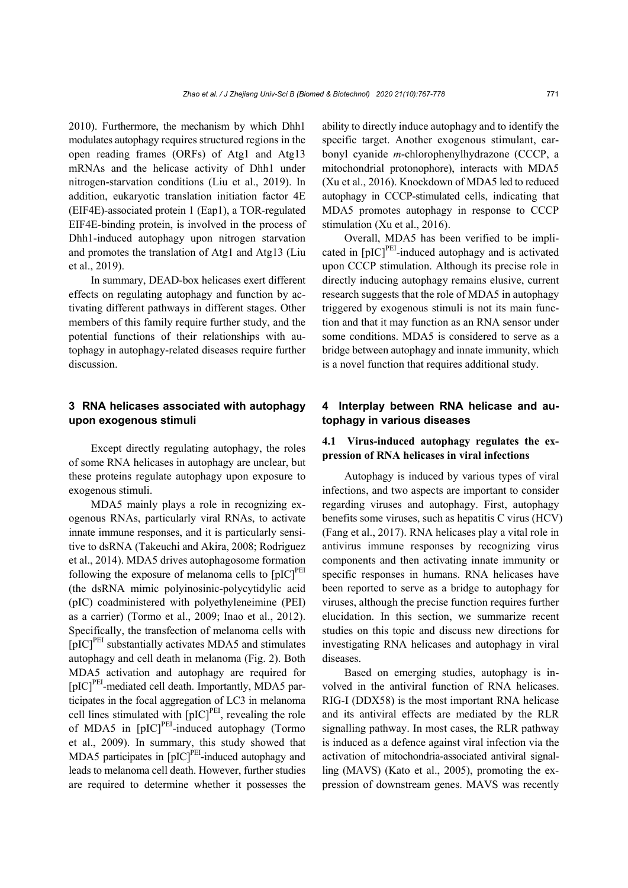2010). Furthermore, the mechanism by which Dhh1 modulates autophagy requires structured regions in the open reading frames (ORFs) of Atg1 and Atg13 mRNAs and the helicase activity of Dhh1 under nitrogen-starvation conditions (Liu et al., 2019). In addition, eukaryotic translation initiation factor 4E (EIF4E)-associated protein 1 (Eap1), a TOR-regulated EIF4E-binding protein, is involved in the process of Dhh1-induced autophagy upon nitrogen starvation and promotes the translation of Atg1 and Atg13 (Liu et al., 2019).

In summary, DEAD-box helicases exert different effects on regulating autophagy and function by activating different pathways in different stages. Other members of this family require further study, and the potential functions of their relationships with autophagy in autophagy-related diseases require further discussion.

## 3 RNA helicases associated with autophagy upon exogenous stimuli

Except directly regulating autophagy, the roles of some RNA helicases in autophagy are unclear, but these proteins regulate autophagy upon exposure to exogenous stimuli.

MDA5 mainly plays a role in recognizing exogenous RNAs, particularly viral RNAs, to activate innate immune responses, and it is particularly sensitive to dsRNA (Takeuchi and Akira, 2008; Rodriguez et al., 2014). MDA5 drives autophagosome formation following the exposure of melanoma cells to $[\text{pIC}]^{\text{PEI}}$ (the dsRNA mimic polyinosinic-polycytidylic acid (pIC) coadministered with polyethyleneimine (PEI) as a carrier) (Tormo et al., 2009; Inao et al., 2012). Specifically, the transfection of melanoma cells with $[\text{pIC}]^{\text{PEI}}$ substantially activates MDA5 and stimulates autophagy and cell death in melanoma (Fig. 2). Both MDA5 activation and autophagy are required for $[\text{pIC}]^{\text{PEI}}$-mediated cell death. Importantly, MDA5 participates in the focal aggregation of LC3 in melanoma cell lines stimulated with $[\text{pIC}]^{\text{PEI}}$, revealing the role of MDA5 in $[\text{pIC}]^{\text{PEI}}$-induced autophagy (Tormo et al., 2009). In summary, this study showed that MDA5 participates in $[\text{pIC}]^{\text{PEI}}$-induced autophagy and leads to melanoma cell death. However, further studies are required to determine whether it possesses the ability to directly induce autophagy and to identify the specific target. Another exogenous stimulant, carbonyl cyanide *m*-chlorophenylhydrazone (CCCP, a mitochondrial protonophore), interacts with MDA5 (Xu et al., 2016). Knockdown of MDA5 led to reduced autophagy in CCCP-stimulated cells, indicating that MDA5 promotes autophagy in response to CCCP stimulation (Xu et al., 2016).

Overall, MDA5 has been verified to be implicated in $[\text{pIC}]^{\text{PEI}}$-induced autophagy and is activated upon CCCP stimulation. Although its precise role in directly inducing autophagy remains elusive, current research suggests that the role of MDA5 in autophagy triggered by exogenous stimuli is not its main function and that it may function as an RNA sensor under some conditions. MDA5 is considered to serve as a bridge between autophagy and innate immunity, which is a novel function that requires additional study.

## 4 Interplay between RNA helicase and autophagy in various diseases

### 4.1 Virus-induced autophagy regulates the expression of RNA helicases in viral infections

Autophagy is induced by various types of viral infections, and two aspects are important to consider regarding viruses and autophagy. First, autophagy benefits some viruses, such as hepatitis C virus (HCV) (Fang et al., 2017). RNA helicases play a vital role in antivirus immune responses by recognizing virus components and then activating innate immunity or specific responses in humans. RNA helicases have been reported to serve as a bridge to autophagy for viruses, although the precise function requires further elucidation. In this section, we summarize recent studies on this topic and discuss new directions for investigating RNA helicases and autophagy in viral diseases.

Based on emerging studies, autophagy is involved in the antiviral function of RNA helicases. RIG-I (DDX58) is the most important RNA helicase and its antiviral effects are mediated by the RLR signalling pathway. In most cases, the RLR pathway is induced as a defence against viral infection via the activation of mitochondria-associated antiviral signalling (MAVS) (Kato et al., 2005), promoting the expression of downstream genes. MAVS was recently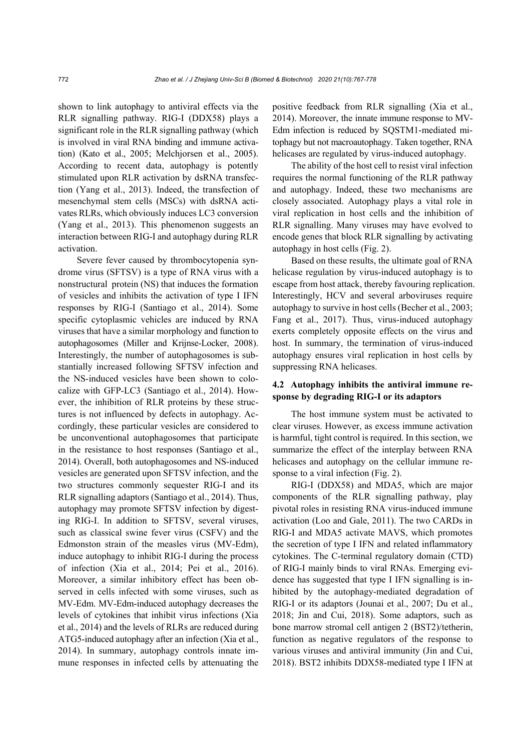shown to link autophagy to antiviral effects via the RLR signalling pathway. RIG-I (DDX58) plays a significant role in the RLR signalling pathway (which is involved in viral RNA binding and immune activation) (Kato et al., 2005; Melchjorsen et al., 2005). According to recent data, autophagy is potently stimulated upon RLR activation by dsRNA transfection (Yang et al., 2013). Indeed, the transfection of mesenchymal stem cells (MSCs) with dsRNA activates RLRs, which obviously induces LC3 conversion (Yang et al., 2013). This phenomenon suggests an interaction between RIG-I and autophagy during RLR activation.

Severe fever caused by thrombocytopenia syndrome virus (SFTSV) is a type of RNA virus with a nonstructural protein (NS) that induces the formation of vesicles and inhibits the activation of type I IFN responses by RIG-I (Santiago et al., 2014). Some specific cytoplasmic vehicles are induced by RNA viruses that have a similar morphology and function to autophagosomes (Miller and Krijnse-Locker, 2008). Interestingly, the number of autophagosomes is substantially increased following SFTSV infection and the NS-induced vesicles have been shown to colocalize with GFP-LC3 (Santiago et al., 2014). However, the inhibition of RLR proteins by these structures is not influenced by defects in autophagy. Accordingly, these particular vesicles are considered to be unconventional autophagosomes that participate in the resistance to host responses (Santiago et al., 2014). Overall, both autophagosomes and NS-induced vesicles are generated upon SFTSV infection, and the two structures commonly sequester RIG-I and its RLR signalling adaptors (Santiago et al., 2014). Thus, autophagy may promote SFTSV infection by digesting RIG-I. In addition to SFTSV, several viruses, such as classical swine fever virus (CSFV) and the Edmonston strain of the measles virus (MV-Edm), induce autophagy to inhibit RIG-I during the process of infection (Xia et al., 2014; Pei et al., 2016). Moreover, a similar inhibitory effect has been observed in cells infected with some viruses, such as MV-Edm. MV-Edm-induced autophagy decreases the levels of cytokines that inhibit virus infections (Xia et al., 2014) and the levels of RLRs are reduced during ATG5-induced autophagy after an infection (Xia et al., 2014). In summary, autophagy controls innate immune responses in infected cells by attenuating the positive feedback from RLR signalling (Xia et al., 2014). Moreover, the innate immune response to MV-Edm infection is reduced by SQSTM1-mediated mitophagy but not macroautophagy. Taken together, RNA helicases are regulated by virus-induced autophagy.

The ability of the host cell to resist viral infection requires the normal functioning of the RLR pathway and autophagy. Indeed, these two mechanisms are closely associated. Autophagy plays a vital role in viral replication in host cells and the inhibition of RLR signalling. Many viruses may have evolved to encode genes that block RLR signalling by activating autophagy in host cells (Fig. 2).

Based on these results, the ultimate goal of RNA helicase regulation by virus-induced autophagy is to escape from host attack, thereby favouring replication. Interestingly, HCV and several arboviruses require autophagy to survive in host cells (Becher et al., 2003; Fang et al., 2017). Thus, virus-induced autophagy exerts completely opposite effects on the virus and host. In summary, the termination of virus-induced autophagy ensures viral replication in host cells by suppressing RNA helicases.

### 4.2 Autophagy inhibits the antiviral immune response by degrading RIG-I or its adaptors

The host immune system must be activated to clear viruses. However, as excess immune activation is harmful, tight control is required. In this section, we summarize the effect of the interplay between RNA helicases and autophagy on the cellular immune response to a viral infection (Fig. 2).

RIG-I (DDX58) and MDA5, which are major components of the RLR signalling pathway, play pivotal roles in resisting RNA virus-induced immune activation (Loo and Gale, 2011). The two CARDs in RIG-I and MDA5 activate MAVS, which promotes the secretion of type I IFN and related inflammatory cytokines. The C-terminal regulatory domain (CTD) of RIG-I mainly binds to viral RNAs. Emerging evidence has suggested that type I IFN signalling is inhibited by the autophagy-mediated degradation of RIG-I or its adaptors (Jounai et al., 2007; Du et al., 2018; Jin and Cui, 2018). Some adaptors, such as bone marrow stromal cell antigen 2 (BST2)/tetherin, function as negative regulators of the response to various viruses and antiviral immunity (Jin and Cui, 2018). BST2 inhibits DDX58-mediated type I IFN at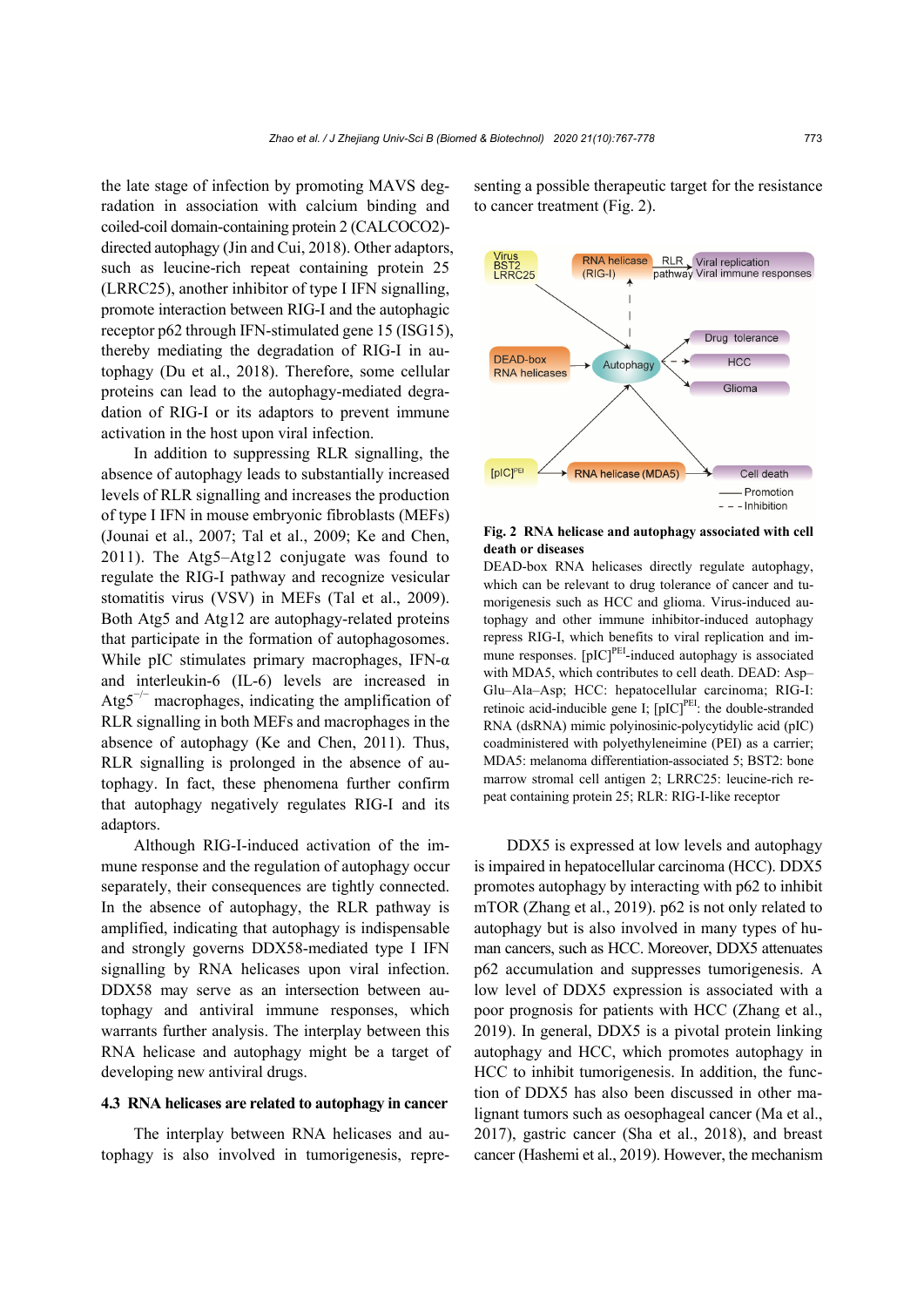the late stage of infection by promoting MAVS degradation in association with calcium binding and coiled-coil domain-containing protein 2 (CALCOCO2)-directed autophagy (Jin and Cui, 2018). Other adaptors, such as leucine-rich repeat containing protein 25 (LRRC25), another inhibitor of type I IFN signalling, promote interaction between RIG-I and the autophagic receptor p62 through IFN-stimulated gene 15 (ISG15), thereby mediating the degradation of RIG-I in autophagy (Du et al., 2018). Therefore, some cellular proteins can lead to the autophagy-mediated degradation of RIG-I or its adaptors to prevent immune activation in the host upon viral infection.

In addition to suppressing RLR signalling, the absence of autophagy leads to substantially increased levels of RLR signalling and increases the production of type I IFN in mouse embryonic fibroblasts (MEFs) (Jounai et al., 2007; Tal et al., 2009; Ke and Chen, 2011). The Atg5–Atg12 conjugate was found to regulate the RIG-I pathway and recognize vesicular stomatitis virus (VSV) in MEFs (Tal et al., 2009). Both Atg5 and Atg12 are autophagy-related proteins that participate in the formation of autophagosomes. While pIC stimulates primary macrophages, IFN-α and interleukin-6 (IL-6) levels are increased in $Atg5^{-/-}$ macrophages, indicating the amplification of RLR signalling in both MEFs and macrophages in the absence of autophagy (Ke and Chen, 2011). Thus, RLR signalling is prolonged in the absence of autophagy. In fact, these phenomena further confirm that autophagy negatively regulates RIG-I and its adaptors.

Although RIG-I-induced activation of the immune response and the regulation of autophagy occur separately, their consequences are tightly connected. In the absence of autophagy, the RLR pathway is amplified, indicating that autophagy is indispensable and strongly governs DDX58-mediated type I IFN signalling by RNA helicases upon viral infection. DDX58 may serve as an intersection between autophagy and antiviral immune responses, which warrants further analysis. The interplay between this RNA helicase and autophagy might be a target of developing new antiviral drugs.

### 4.3 RNA helicases are related to autophagy in cancer

The interplay between RNA helicases and autophagy is also involved in tumorigenesis, representing a possible therapeutic target for the resistance to cancer treatment (Fig. 2).

Virus
BST2
LRRC25
RNA helicase (RIG-I)
RLR pathway
Viral replication
Viral immune responses
DEAD-box RNA helicases
Autophagy
Drug tolerance
HCC
Glioma
[pIC]$^{PEI}$
RNA helicase (MDA5)
Cell death
Promotion
Inhibition

**Fig. 2 RNA helicase and autophagy associated with cell death or diseases**

DEAD-box RNA helicases directly regulate autophagy, which can be relevant to drug tolerance of cancer and tumorigenesis such as HCC and glioma. Virus-induced autophagy and other immune inhibitor-induced autophagy repress RIG-I, which benefits to viral replication and immune responses. [pIC]$^{PEI}$-induced autophagy is associated with MDA5, which contributes to cell death. DEAD: Asp–Glu–Ala–Asp; HCC: hepatocellular carcinoma; RIG-I: retinoic acid-inducible gene I; [pIC]$^{PEI}$: the double-stranded RNA (dsRNA) mimic polyinosinic-polycytidylic acid (pIC) coadministered with polyethyleneimine (PEI) as a carrier; MDA5: melanoma differentiation-associated 5; BST2: bone marrow stromal cell antigen 2; LRRC25: leucine-rich repeat containing protein 25; RLR: RIG-I-like receptor

DDX5 is expressed at low levels and autophagy is impaired in hepatocellular carcinoma (HCC). DDX5 promotes autophagy by interacting with p62 to inhibit mTOR (Zhang et al., 2019). p62 is not only related to autophagy but is also involved in many types of human cancers, such as HCC. Moreover, DDX5 attenuates p62 accumulation and suppresses tumorigenesis. A low level of DDX5 expression is associated with a poor prognosis for patients with HCC (Zhang et al., 2019). In general, DDX5 is a pivotal protein linking autophagy and HCC, which promotes autophagy in HCC to inhibit tumorigenesis. In addition, the function of DDX5 has also been discussed in other malignant tumors such as oesophageal cancer (Ma et al., 2017), gastric cancer (Sha et al., 2018), and breast cancer (Hashemi et al., 2019). However, the mechanism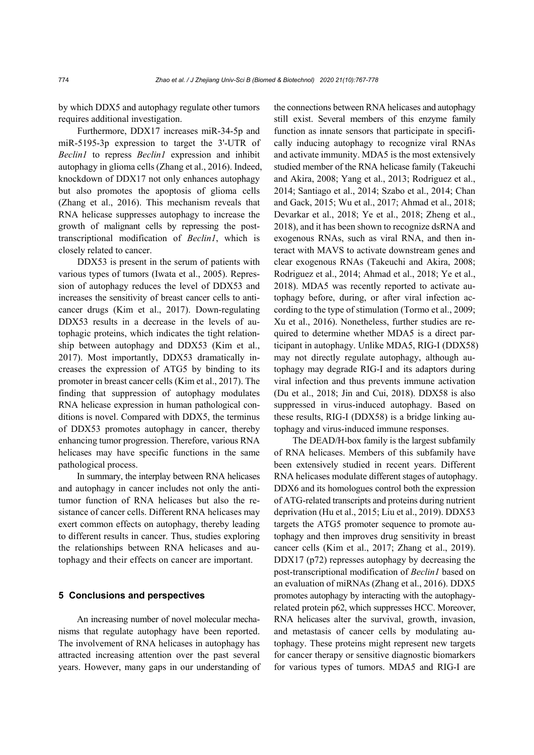by which DDX5 and autophagy regulate other tumors requires additional investigation.

Furthermore, DDX17 increases miR-34-5p and miR-5195-3p expression to target the 3'-UTR of *Beclin1* to repress *Beclin1* expression and inhibit autophagy in glioma cells (Zhang et al., 2016). Indeed, knockdown of DDX17 not only enhances autophagy but also promotes the apoptosis of glioma cells (Zhang et al., 2016). This mechanism reveals that RNA helicase suppresses autophagy to increase the growth of malignant cells by repressing the post-transcriptional modification of *Beclin1*, which is closely related to cancer.

DDX53 is present in the serum of patients with various types of tumors (Iwata et al., 2005). Repression of autophagy reduces the level of DDX53 and increases the sensitivity of breast cancer cells to anticancer drugs (Kim et al., 2017). Down-regulating DDX53 results in a decrease in the levels of autophagic proteins, which indicates the tight relationship between autophagy and DDX53 (Kim et al., 2017). Most importantly, DDX53 dramatically increases the expression of ATG5 by binding to its promoter in breast cancer cells (Kim et al., 2017). The finding that suppression of autophagy modulates RNA helicase expression in human pathological conditions is novel. Compared with DDX5, the terminus of DDX53 promotes autophagy in cancer, thereby enhancing tumor progression. Therefore, various RNA helicases may have specific functions in the same pathological process.

In summary, the interplay between RNA helicases and autophagy in cancer includes not only the antitumor function of RNA helicases but also the resistance of cancer cells. Different RNA helicases may exert common effects on autophagy, thereby leading to different results in cancer. Thus, studies exploring the relationships between RNA helicases and autophagy and their effects on cancer are important.

## 5 Conclusions and perspectives

An increasing number of novel molecular mechanisms that regulate autophagy have been reported. The involvement of RNA helicases in autophagy has attracted increasing attention over the past several years. However, many gaps in our understanding of the connections between RNA helicases and autophagy still exist. Several members of this enzyme family function as innate sensors that participate in specifically inducing autophagy to recognize viral RNAs and activate immunity. MDA5 is the most extensively studied member of the RNA helicase family (Takeuchi and Akira, 2008; Yang et al., 2013; Rodriguez et al., 2014; Santiago et al., 2014; Szabo et al., 2014; Chan and Gack, 2015; Wu et al., 2017; Ahmad et al., 2018; Devarkar et al., 2018; Ye et al., 2018; Zheng et al., 2018), and it has been shown to recognize dsRNA and exogenous RNAs, such as viral RNA, and then interact with MAVS to activate downstream genes and clear exogenous RNAs (Takeuchi and Akira, 2008; Rodriguez et al., 2014; Ahmad et al., 2018; Ye et al., 2018). MDA5 was recently reported to activate autophagy before, during, or after viral infection according to the type of stimulation (Tormo et al., 2009; Xu et al., 2016). Nonetheless, further studies are required to determine whether MDA5 is a direct participant in autophagy. Unlike MDA5, RIG-I (DDX58) may not directly regulate autophagy, although autophagy may degrade RIG-I and its adaptors during viral infection and thus prevents immune activation (Du et al., 2018; Jin and Cui, 2018). DDX58 is also suppressed in virus-induced autophagy. Based on these results, RIG-I (DDX58) is a bridge linking autophagy and virus-induced immune responses.

The DEAD/H-box family is the largest subfamily of RNA helicases. Members of this subfamily have been extensively studied in recent years. Different RNA helicases modulate different stages of autophagy. DDX6 and its homologues control both the expression of ATG-related transcripts and proteins during nutrient deprivation (Hu et al., 2015; Liu et al., 2019). DDX53 targets the ATG5 promoter sequence to promote autophagy and then improves drug sensitivity in breast cancer cells (Kim et al., 2017; Zhang et al., 2019). DDX17 (p72) represses autophagy by decreasing the post-transcriptional modification of *Beclin1* based on an evaluation of miRNAs (Zhang et al., 2016). DDX5 promotes autophagy by interacting with the autophagy-related protein p62, which suppresses HCC. Moreover, RNA helicases alter the survival, growth, invasion, and metastasis of cancer cells by modulating autophagy. These proteins might represent new targets for cancer therapy or sensitive diagnostic biomarkers for various types of tumors. MDA5 and RIG-I are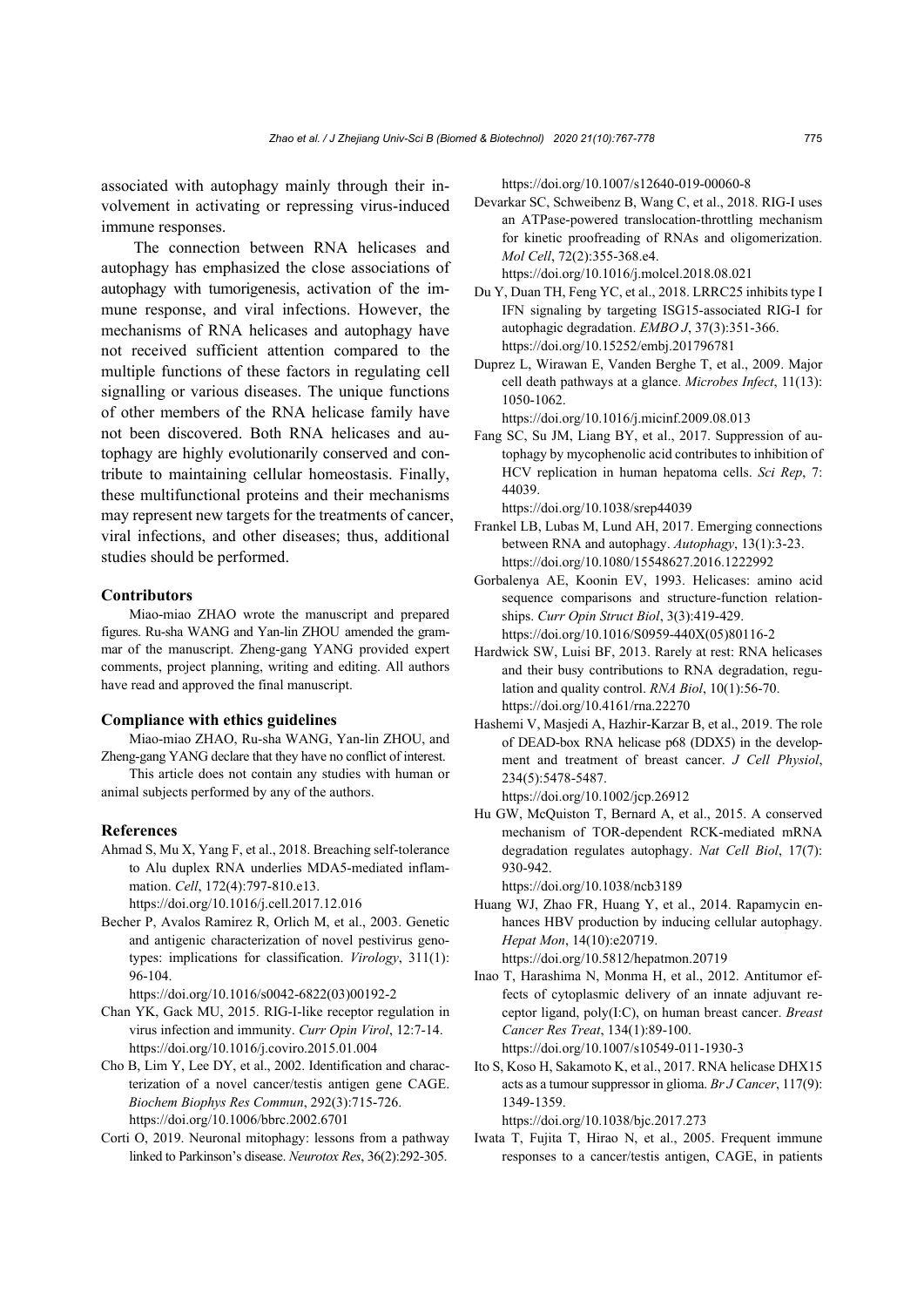associated with autophagy mainly through their involvement in activating or repressing virus-induced immune responses.

The connection between RNA helicases and autophagy has emphasized the close associations of autophagy with tumorigenesis, activation of the immune response, and viral infections. However, the mechanisms of RNA helicases and autophagy have not received sufficient attention compared to the multiple functions of these factors in regulating cell signalling or various diseases. The unique functions of other members of the RNA helicase family have not been discovered. Both RNA helicases and autophagy are highly evolutionarily conserved and contribute to maintaining cellular homeostasis. Finally, these multifunctional proteins and their mechanisms may represent new targets for the treatments of cancer, viral infections, and other diseases; thus, additional studies should be performed.

### Contributors

Miao-miao ZHAO wrote the manuscript and prepared figures. Ru-sha WANG and Yan-lin ZHOU amended the grammar of the manuscript. Zheng-gang YANG provided expert comments, project planning, writing and editing. All authors have read and approved the final manuscript.

### Compliance with ethics guidelines

Miao-miao ZHAO, Ru-sha WANG, Yan-lin ZHOU, and Zheng-gang YANG declare that they have no conflict of interest.

This article does not contain any studies with human or animal subjects performed by any of the authors.

### References

Ahmad S, Mu X, Yang F, et al., 2018. Breaching self-tolerance to Alu duplex RNA underlies MDA5-mediated inflammation. *Cell*, 172(4):797-810.e13. https://doi.org/10.1016/j.cell.2017.12.016

Becher P, Avalos Ramirez R, Orlich M, et al., 2003. Genetic and antigenic characterization of novel pestivirus genotypes: implications for classification. *Virology*, 311(1): 96-104. https://doi.org/10.1016/s0042-6822(03)00192-2

Chan YK, Gack MU, 2015. RIG-I-like receptor regulation in virus infection and immunity. *Curr Opin Virol*, 12:7-14. https://doi.org/10.1016/j.coviro.2015.01.004

Cho B, Lim Y, Lee DY, et al., 2002. Identification and characterization of a novel cancer/testis antigen gene CAGE. *Biochem Biophys Res Commun*, 292(3):715-726. https://doi.org/10.1006/bbrc.2002.6701

Corti O, 2019. Neuronal mitophagy: lessons from a pathway linked to Parkinson's disease. *Neurotox Res*, 36(2):292-305. https://doi.org/10.1007/s12640-019-00060-8

Devarkar SC, Schweibenz B, Wang C, et al., 2018. RIG-I uses an ATPase-powered translocation-throttling mechanism for kinetic proofreading of RNAs and oligomerization. *Mol Cell*, 72(2):355-368.e4. https://doi.org/10.1016/j.molcel.2018.08.021

Du Y, Duan TH, Feng YC, et al., 2018. LRRC25 inhibits type I IFN signaling by targeting ISG15-associated RIG-I for autophagic degradation. *EMBO J*, 37(3):351-366. https://doi.org/10.15252/embj.201796781

Duprez L, Wirawan E, Vanden Berghe T, et al., 2009. Major cell death pathways at a glance. *Microbes Infect*, 11(13): 1050-1062. https://doi.org/10.1016/j.micinf.2009.08.013

Fang SC, Su JM, Liang BY, et al., 2017. Suppression of autophagy by mycophenolic acid contributes to inhibition of HCV replication in human hepatoma cells. *Sci Rep*, 7: 44039. https://doi.org/10.1038/srep44039

Frankel LB, Lubas M, Lund AH, 2017. Emerging connections between RNA and autophagy. *Autophagy*, 13(1):3-23. https://doi.org/10.1080/15548627.2016.1222992

Gorbalenya AE, Koonin EV, 1993. Helicases: amino acid sequence comparisons and structure-function relationships. *Curr Opin Struct Biol*, 3(3):419-429. https://doi.org/10.1016/S0959-440X(05)80116-2

Hardwick SW, Luisi BF, 2013. Rarely at rest: RNA helicases and their busy contributions to RNA degradation, regulation and quality control. *RNA Biol*, 10(1):56-70. https://doi.org/10.4161/rna.22270

Hashemi V, Masjedi A, Hazhir-Karzar B, et al., 2019. The role of DEAD-box RNA helicase p68 (DDX5) in the development and treatment of breast cancer. *J Cell Physiol*, 234(5):5478-5487. https://doi.org/10.1002/jcp.26912

Hu GW, McQuiston T, Bernard A, et al., 2015. A conserved mechanism of TOR-dependent RCK-mediated mRNA degradation regulates autophagy. *Nat Cell Biol*, 17(7): 930-942. https://doi.org/10.1038/ncb3189

Huang WJ, Zhao FR, Huang Y, et al., 2014. Rapamycin enhances HBV production by inducing cellular autophagy. *Hepat Mon*, 14(10):e20719. https://doi.org/10.5812/hepatmon.20719

Inao T, Harashima N, Monma H, et al., 2012. Antitumor effects of cytoplasmic delivery of an innate adjuvant receptor ligand, poly(I:C), on human breast cancer. *Breast Cancer Res Treat*, 134(1):89-100. https://doi.org/10.1007/s10549-011-1930-3

Ito S, Koso H, Sakamoto K, et al., 2017. RNA helicase DHX15 acts as a tumour suppressor in glioma. *Br J Cancer*, 117(9): 1349-1359. https://doi.org/10.1038/bjc.2017.273

Iwata T, Fujita T, Hirao N, et al., 2005. Frequent immune responses to a cancer/testis antigen, CAGE, in patients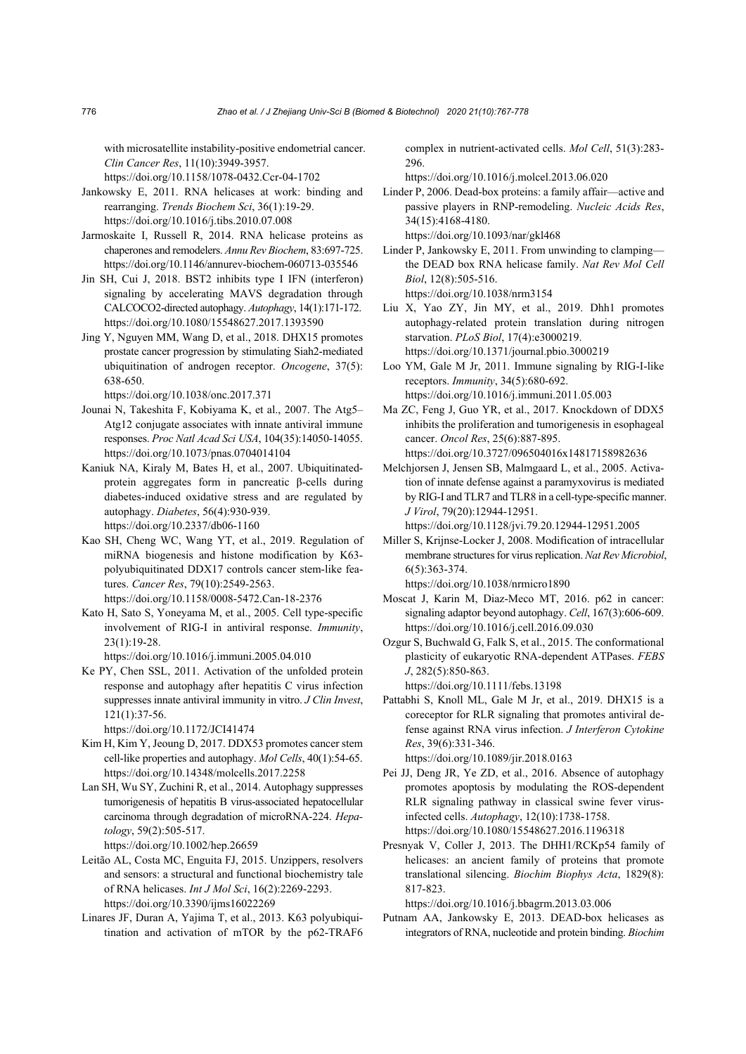with microsatellite instability-positive endometrial cancer. *Clin Cancer Res*, 11(10):3949-3957.
https://doi.org/10.1158/1078-0432.Ccr-04-1702

Jankowsky E, 2011. RNA helicases at work: binding and rearranging. *Trends Biochem Sci*, 36(1):19-29.
https://doi.org/10.1016/j.tibs.2010.07.008

Jarmoskaite I, Russell R, 2014. RNA helicase proteins as chaperones and remodelers. *Annu Rev Biochem*, 83:697-725.
https://doi.org/10.1146/annurev-biochem-060713-035546

Jin SH, Cui J, 2018. BST2 inhibits type I IFN (interferon) signaling by accelerating MAVS degradation through CALCOCO2-directed autophagy. *Autophagy*, 14(1):171-172.
https://doi.org/10.1080/15548627.2017.1393590

Jing Y, Nguyen MM, Wang D, et al., 2018. DHX15 promotes prostate cancer progression by stimulating Siah2-mediated ubiquitination of androgen receptor. *Oncogene*, 37(5): 638-650.
https://doi.org/10.1038/onc.2017.371

Jounai N, Takeshita F, Kobiyama K, et al., 2007. The Atg5–Atg12 conjugate associates with innate antiviral immune responses. *Proc Natl Acad Sci USA*, 104(35):14050-14055.
https://doi.org/10.1073/pnas.0704014104

Kaniuk NA, Kiraly M, Bates H, et al., 2007. Ubiquitinated-protein aggregates form in pancreatic β-cells during diabetes-induced oxidative stress and are regulated by autophagy. *Diabetes*, 56(4):930-939.
https://doi.org/10.2337/db06-1160

Kao SH, Cheng WC, Wang YT, et al., 2019. Regulation of miRNA biogenesis and histone modification by K63-polyubiquitinated DDX17 controls cancer stem-like features. *Cancer Res*, 79(10):2549-2563.
https://doi.org/10.1158/0008-5472.Can-18-2376

Kato H, Sato S, Yoneyama M, et al., 2005. Cell type-specific involvement of RIG-I in antiviral response. *Immunity*, 23(1):19-28.
https://doi.org/10.1016/j.immuni.2005.04.010

Ke PY, Chen SSL, 2011. Activation of the unfolded protein response and autophagy after hepatitis C virus infection suppresses innate antiviral immunity in vitro. *J Clin Invest*, 121(1):37-56.
https://doi.org/10.1172/JCI41474

Kim H, Kim Y, Jeoung D, 2017. DDX53 promotes cancer stem cell-like properties and autophagy. *Mol Cells*, 40(1):54-65.
https://doi.org/10.14348/molcells.2017.2258

Lan SH, Wu SY, Zuchini R, et al., 2014. Autophagy suppresses tumorigenesis of hepatitis B virus-associated hepatocellular carcinoma through degradation of microRNA-224. *Hepatology*, 59(2):505-517.
https://doi.org/10.1002/hep.26659

Leitão AL, Costa MC, Enguita FJ, 2015. Unzippers, resolvers and sensors: a structural and functional biochemistry tale of RNA helicases. *Int J Mol Sci*, 16(2):2269-2293.
https://doi.org/10.3390/ijms16022269

Linares JF, Duran A, Yajima T, et al., 2013. K63 polyubiquitination and activation of mTOR by the p62-TRAF6 complex in nutrient-activated cells. *Mol Cell*, 51(3):283-296.
https://doi.org/10.1016/j.molcel.2013.06.020

Linder P, 2006. Dead-box proteins: a family affair—active and passive players in RNP-remodeling. *Nucleic Acids Res*, 34(15):4168-4180.
https://doi.org/10.1093/nar/gkl468

Linder P, Jankowsky E, 2011. From unwinding to clamping—the DEAD box RNA helicase family. *Nat Rev Mol Cell Biol*, 12(8):505-516.
https://doi.org/10.1038/nrm3154

Liu X, Yao ZY, Jin MY, et al., 2019. Dhh1 promotes autophagy-related protein translation during nitrogen starvation. *PLoS Biol*, 17(4):e3000219.
https://doi.org/10.1371/journal.pbio.3000219

Loo YM, Gale M Jr, 2011. Immune signaling by RIG-I-like receptors. *Immunity*, 34(5):680-692.
https://doi.org/10.1016/j.immuni.2011.05.003

Ma ZC, Feng J, Guo YR, et al., 2017. Knockdown of DDX5 inhibits the proliferation and tumorigenesis in esophageal cancer. *Oncol Res*, 25(6):887-895.
https://doi.org/10.3727/096504016x14817158982636

Melchjorsen J, Jensen SB, Malmgaard L, et al., 2005. Activation of innate defense against a paramyxovirus is mediated by RIG-I and TLR7 and TLR8 in a cell-type-specific manner. *J Virol*, 79(20):12944-12951.
https://doi.org/10.1128/jvi.79.20.12944-12951.2005

Miller S, Krijnse-Locker J, 2008. Modification of intracellular membrane structures for virus replication. *Nat Rev Microbiol*, 6(5):363-374.
https://doi.org/10.1038/nrmicro1890

Moscat J, Karin M, Diaz-Meco MT, 2016. p62 in cancer: signaling adaptor beyond autophagy. *Cell*, 167(3):606-609.
https://doi.org/10.1016/j.cell.2016.09.030

Ozgur S, Buchwald G, Falk S, et al., 2015. The conformational plasticity of eukaryotic RNA-dependent ATPases. *FEBS J*, 282(5):850-863.
https://doi.org/10.1111/febs.13198

Pattabhi S, Knoll ML, Gale M Jr, et al., 2019. DHX15 is a coreceptor for RLR signaling that promotes antiviral defense against RNA virus infection. *J Interferon Cytokine Res*, 39(6):331-346.
https://doi.org/10.1089/jir.2018.0163

Pei JJ, Deng JR, Ye ZD, et al., 2016. Absence of autophagy promotes apoptosis by modulating the ROS-dependent RLR signaling pathway in classical swine fever virus-infected cells. *Autophagy*, 12(10):1738-1758.
https://doi.org/10.1080/15548627.2016.1196318

Presnyak V, Coller J, 2013. The DHH1/RCKp54 family of helicases: an ancient family of proteins that promote translational silencing. *Biochim Biophys Acta*, 1829(8): 817-823.
https://doi.org/10.1016/j.bbagrm.2013.03.006

Putnam AA, Jankowsky E, 2013. DEAD-box helicases as integrators of RNA, nucleotide and protein binding. *Biochim*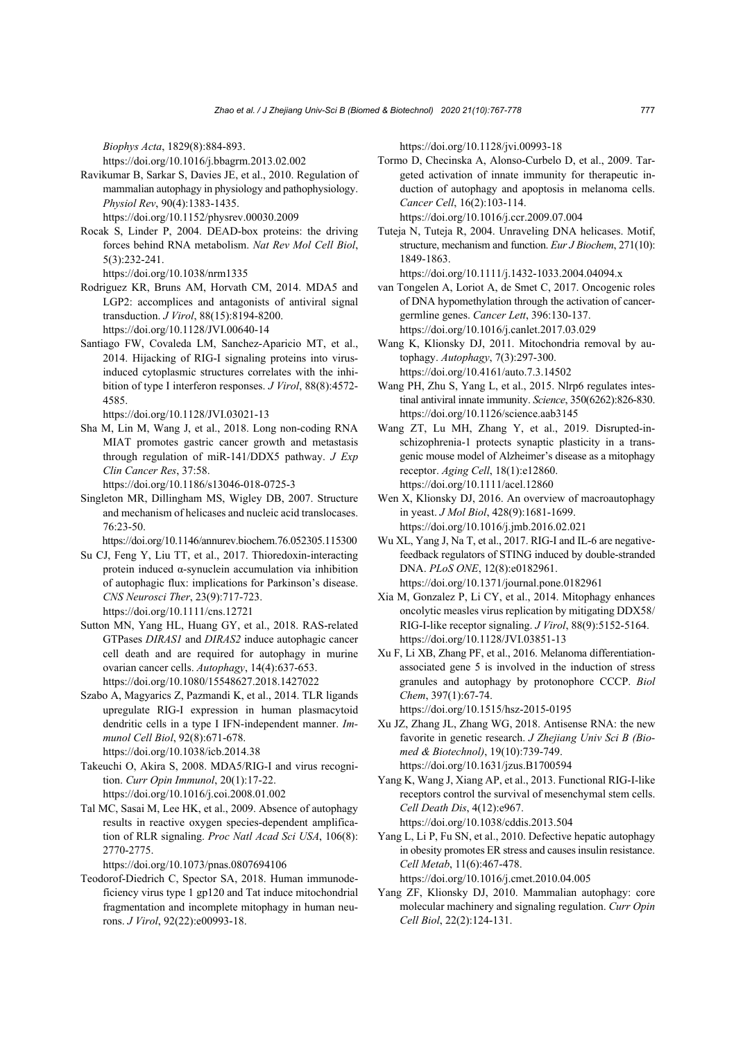*Biophys Acta*, 1829(8):884-893.
https://doi.org/10.1016/j.bbagrm.2013.02.002

Ravikumar B, Sarkar S, Davies JE, et al., 2010. Regulation of mammalian autophagy in physiology and pathophysiology. *Physiol Rev*, 90(4):1383-1435.
https://doi.org/10.1152/physrev.00030.2009

Rocak S, Linder P, 2004. DEAD-box proteins: the driving forces behind RNA metabolism. *Nat Rev Mol Cell Biol*, 5(3):232-241.
https://doi.org/10.1038/nrm1335

Rodriguez KR, Bruns AM, Horvath CM, 2014. MDA5 and LGP2: accomplices and antagonists of antiviral signal transduction. *J Virol*, 88(15):8194-8200.
https://doi.org/10.1128/JVI.00640-14

Santiago FW, Covaleda LM, Sanchez-Aparicio MT, et al., 2014. Hijacking of RIG-I signaling proteins into virus-induced cytoplasmic structures correlates with the inhibition of type I interferon responses. *J Virol*, 88(8):4572-4585.
https://doi.org/10.1128/JVI.03021-13

Sha M, Lin M, Wang J, et al., 2018. Long non-coding RNA MIAT promotes gastric cancer growth and metastasis through regulation of miR-141/DDX5 pathway. *J Exp Clin Cancer Res*, 37:58.
https://doi.org/10.1186/s13046-018-0725-3

Singleton MR, Dillingham MS, Wigley DB, 2007. Structure and mechanism of helicases and nucleic acid translocases. 76:23-50.
https://doi.org/10.1146/annurev.biochem.76.052305.115300

Su CJ, Feng Y, Liu TT, et al., 2017. Thioredoxin-interacting protein induced α-synuclein accumulation via inhibition of autophagic flux: implications for Parkinson's disease. *CNS Neurosci Ther*, 23(9):717-723.
https://doi.org/10.1111/cns.12721

Sutton MN, Yang HL, Huang GY, et al., 2018. RAS-related GTPases *DIRAS1* and *DIRAS2* induce autophagic cancer cell death and are required for autophagy in murine ovarian cancer cells. *Autophagy*, 14(4):637-653.
https://doi.org/10.1080/15548627.2018.1427022

Szabo A, Magyarics Z, Pazmandi K, et al., 2014. TLR ligands upregulate RIG-I expression in human plasmacytoid dendritic cells in a type I IFN-independent manner. *Immunol Cell Biol*, 92(8):671-678.
https://doi.org/10.1038/icb.2014.38

Takeuchi O, Akira S, 2008. MDA5/RIG-I and virus recognition. *Curr Opin Immunol*, 20(1):17-22.
https://doi.org/10.1016/j.coi.2008.01.002

Tal MC, Sasai M, Lee HK, et al., 2009. Absence of autophagy results in reactive oxygen species-dependent amplification of RLR signaling. *Proc Natl Acad Sci USA*, 106(8):2770-2775.
https://doi.org/10.1073/pnas.0807694106

Teodorof-Diedrich C, Spector SA, 2018. Human immunodeficiency virus type 1 gp120 and Tat induce mitochondrial fragmentation and incomplete mitophagy in human neurons. *J Virol*, 92(22):e00993-18.
https://doi.org/10.1128/jvi.00993-18

Tormo D, Checinska A, Alonso-Curbelo D, et al., 2009. Targeted activation of innate immunity for therapeutic induction of autophagy and apoptosis in melanoma cells. *Cancer Cell*, 16(2):103-114.
https://doi.org/10.1016/j.ccr.2009.07.004

Tuteja N, Tuteja R, 2004. Unraveling DNA helicases. Motif, structure, mechanism and function. *Eur J Biochem*, 271(10):1849-1863.
https://doi.org/10.1111/j.1432-1033.2004.04094.x

van Tongelen A, Loriot A, de Smet C, 2017. Oncogenic roles of DNA hypomethylation through the activation of cancer-germline genes. *Cancer Lett*, 396:130-137.
https://doi.org/10.1016/j.canlet.2017.03.029

Wang K, Klionsky DJ, 2011. Mitochondria removal by autophagy. *Autophagy*, 7(3):297-300.
https://doi.org/10.4161/auto.7.3.14502

Wang PH, Zhu S, Yang L, et al., 2015. Nlrp6 regulates intestinal antiviral innate immunity. *Science*, 350(6262):826-830.
https://doi.org/10.1126/science.aab3145

Wang ZT, Lu MH, Zhang Y, et al., 2019. Disrupted-in-schizophrenia-1 protects synaptic plasticity in a transgenic mouse model of Alzheimer's disease as a mitophagy receptor. *Aging Cell*, 18(1):e12860.
https://doi.org/10.1111/acel.12860

Wen X, Klionsky DJ, 2016. An overview of macroautophagy in yeast. *J Mol Biol*, 428(9):1681-1699.
https://doi.org/10.1016/j.jmb.2016.02.021

Wu XL, Yang J, Na T, et al., 2017. RIG-I and IL-6 are negative-feedback regulators of STING induced by double-stranded DNA. *PLoS ONE*, 12(8):e0182961.
https://doi.org/10.1371/journal.pone.0182961

Xia M, Gonzalez P, Li CY, et al., 2014. Mitophagy enhances oncolytic measles virus replication by mitigating DDX58/RIG-I-like receptor signaling. *J Virol*, 88(9):5152-5164.
https://doi.org/10.1128/JVI.03851-13

Xu F, Li XB, Zhang PF, et al., 2016. Melanoma differentiation-associated gene 5 is involved in the induction of stress granules and autophagy by protonophore CCCP. *Biol Chem*, 397(1):67-74.
https://doi.org/10.1515/hsz-2015-0195

Xu JZ, Zhang JL, Zhang WG, 2018. Antisense RNA: the new favorite in genetic research. *J Zhejiang Univ Sci B (Biomed & Biotechnol)*, 19(10):739-749.
https://doi.org/10.1631/jzus.B1700594

Yang K, Wang J, Xiang AP, et al., 2013. Functional RIG-I-like receptors control the survival of mesenchymal stem cells. *Cell Death Dis*, 4(12):e967.
https://doi.org/10.1038/cddis.2013.504

Yang L, Li P, Fu SN, et al., 2010. Defective hepatic autophagy in obesity promotes ER stress and causes insulin resistance. *Cell Metab*, 11(6):467-478.
https://doi.org/10.1016/j.cmet.2010.04.005

Yang ZF, Klionsky DJ, 2010. Mammalian autophagy: core molecular machinery and signaling regulation. *Curr Opin Cell Biol*, 22(2):124-131.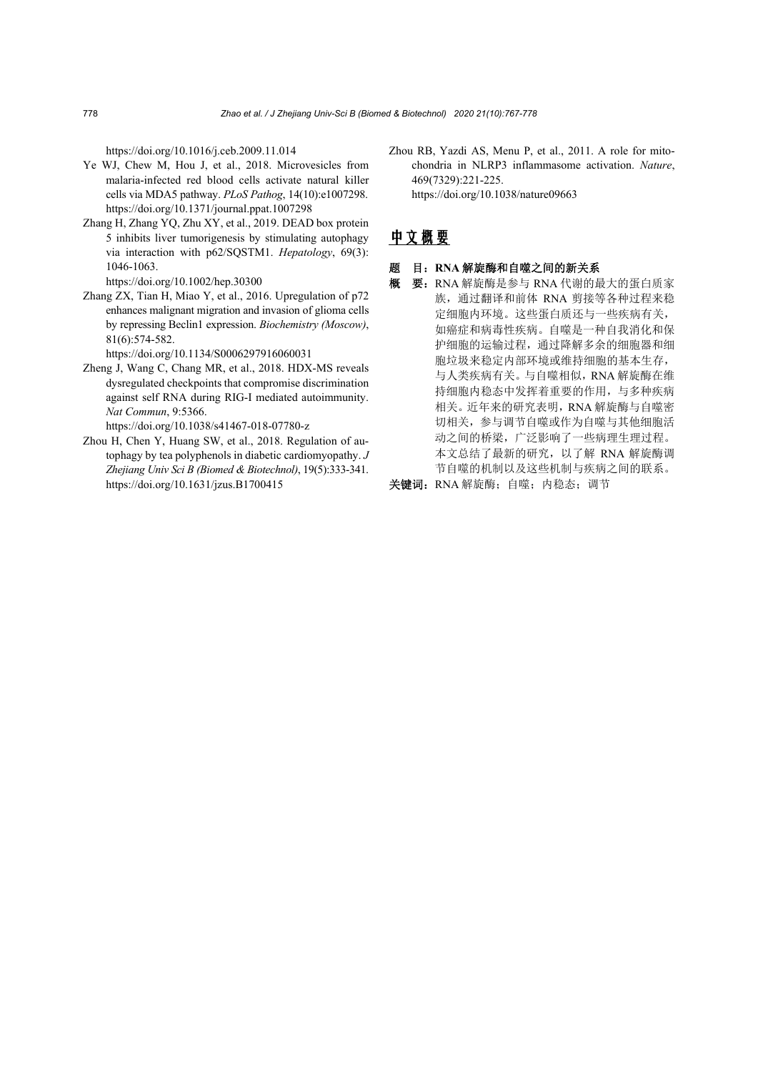https://doi.org/10.1016/j.ceb.2009.11.014

Ye WJ, Chew M, Hou J, et al., 2018. Microvesicles from malaria-infected red blood cells activate natural killer cells via MDA5 pathway. *PLoS Pathog*, 14(10):e1007298. https://doi.org/10.1371/journal.ppat.1007298

Zhang H, Zhang YQ, Zhu XY, et al., 2019. DEAD box protein 5 inhibits liver tumorigenesis by stimulating autophagy via interaction with p62/SQSTM1. *Hepatology*, 69(3): 1046-1063.
https://doi.org/10.1002/hep.30300

Zhang ZX, Tian H, Miao Y, et al., 2016. Upregulation of p72 enhances malignant migration and invasion of glioma cells by repressing Beclin1 expression. *Biochemistry (Moscow)*, 81(6):574-582.
https://doi.org/10.1134/S0006297916060031

Zheng J, Wang C, Chang MR, et al., 2018. HDX-MS reveals dysregulated checkpoints that compromise discrimination against self RNA during RIG-I mediated autoimmunity. *Nat Commun*, 9:5366.
https://doi.org/10.1038/s41467-018-07780-z

Zhou H, Chen Y, Huang SW, et al., 2018. Regulation of autophagy by tea polyphenols in diabetic cardiomyopathy. *J Zhejiang Univ Sci B (Biomed & Biotechnol)*, 19(5):333-341. https://doi.org/10.1631/jzus.B1700415

Zhou RB, Yazdi AS, Menu P, et al., 2011. A role for mitochondria in NLRP3 inflammasome activation. *Nature*, 469(7329):221-225.
https://doi.org/10.1038/nature09663

## 中文概要

**题　目：RNA 解旋酶和自噬之间的新关系**

**概　要：**RNA 解旋酶是参与 RNA 代谢的最大的蛋白质家族，通过翻译和前体 RNA 剪接等各种过程来稳定细胞内环境。这些蛋白质还与一些疾病有关，如癌症和病毒性疾病。自噬是一种自我消化和保护细胞的运输过程，通过降解多余的细胞器和细胞垃圾来稳定内部环境或维持细胞的基本生存，与人类疾病有关。与自噬相似，RNA 解旋酶在维持细胞内稳态中发挥着重要的作用，与多种疾病相关。近年来的研究表明，RNA 解旋酶与自噬密切相关，参与调节自噬或作为自噬与其他细胞活动之间的桥梁，广泛影响了一些病理生理过程。本文总结了最新的研究，以了解 RNA 解旋酶调节自噬的机制以及这些机制与疾病之间的联系。

**关键词：**RNA 解旋酶；自噬；内稳态；调节